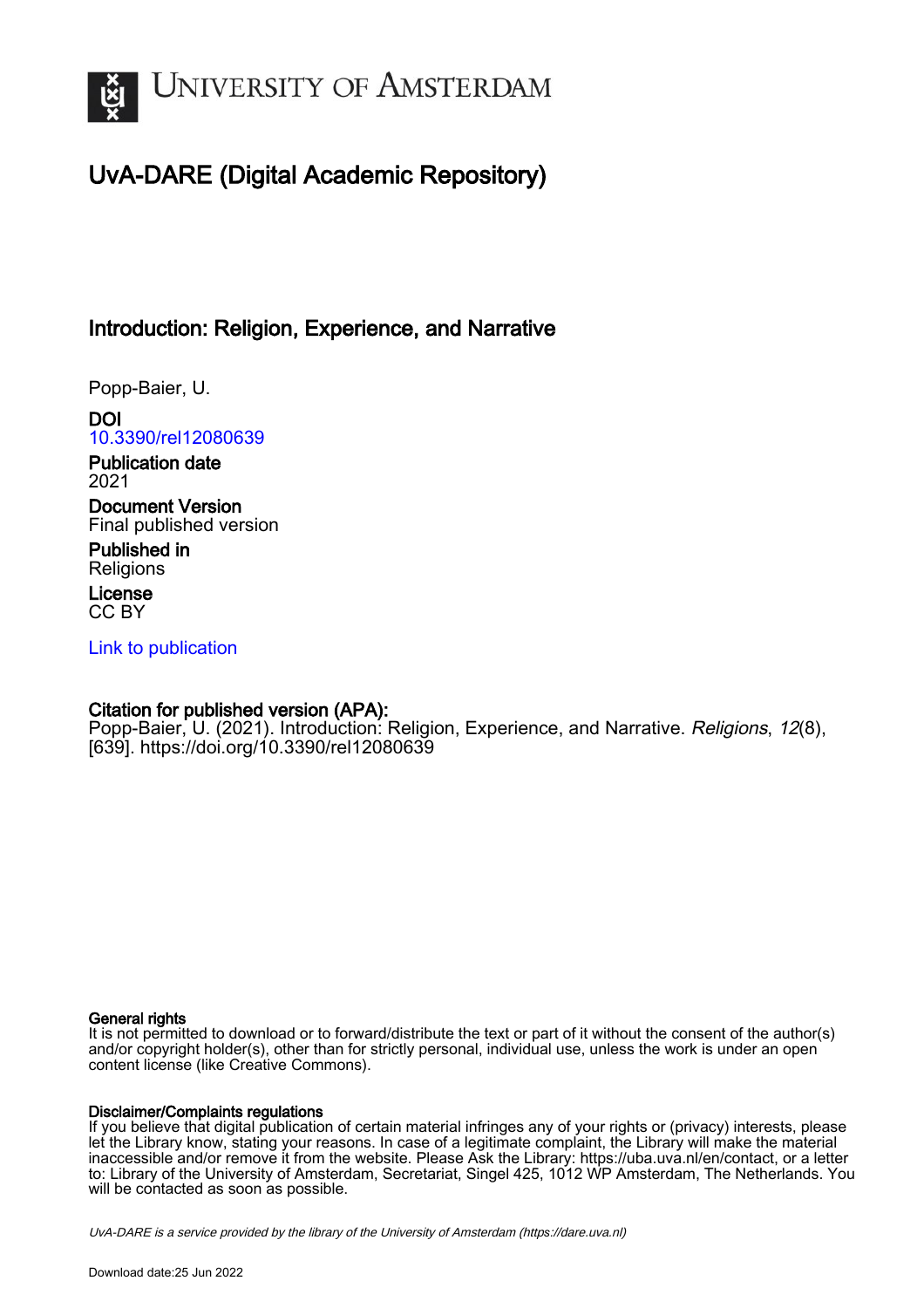# UvA-DARE (Digital Academic Repository)

## Introduction: Religion, Experience, and Narrative

Popp-Baier, U.

**DOI**
10.3390/rel12080639

**Publication date**
2021

**Document Version**
Final published version

**Published in**
Religions

**License**
CC BY

Link to publication

**Citation for published version (APA):**
Popp-Baier, U. (2021). Introduction: Religion, Experience, and Narrative. *Religions*, *12*(8), [639]. https://doi.org/10.3390/rel12080639

**General rights**
It is not permitted to download or to forward/distribute the text or part of it without the consent of the author(s) and/or copyright holder(s), other than for strictly personal, individual use, unless the work is under an open content license (like Creative Commons).

**Disclaimer/Complaints regulations**
If you believe that digital publication of certain material infringes any of your rights or (privacy) interests, please let the Library know, stating your reasons. In case of a legitimate complaint, the Library will make the material inaccessible and/or remove it from the website. Please Ask the Library: https://uba.uva.nl/en/contact, or a letter to: Library of the University of Amsterdam, Secretariat, Singel 425, 1012 WP Amsterdam, The Netherlands. You will be contacted as soon as possible.

*UvA-DARE is a service provided by the library of the University of Amsterdam (https://dare.uva.nl)*

Download date:25 Jun 2022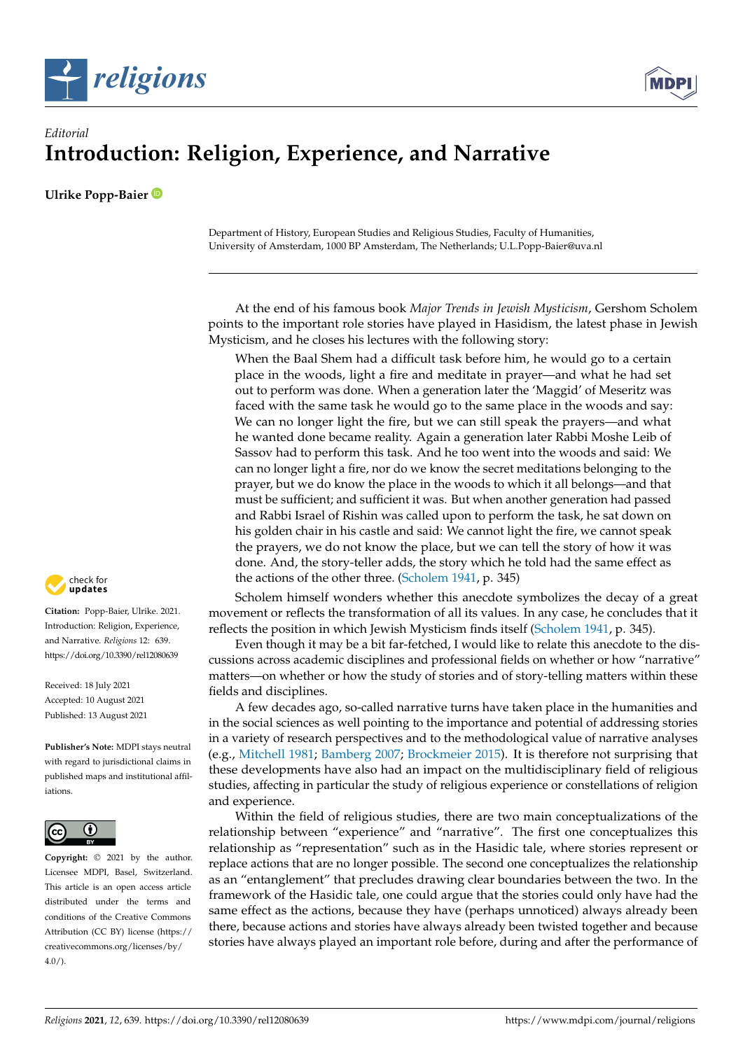*Editorial*

# Introduction: Religion, Experience, and Narrative

**Ulrike Popp-Baier**

Department of History, European Studies and Religious Studies, Faculty of Humanities, University of Amsterdam, 1000 BP Amsterdam, The Netherlands; U.L.Popp-Baier@uva.nl

**Citation:** Popp-Baier, Ulrike. 2021. Introduction: Religion, Experience, and Narrative. *Religions* 12: 639. https://doi.org/10.3390/rel12080639

Received: 18 July 2021
Accepted: 10 August 2021
Published: 13 August 2021

**Publisher's Note:** MDPI stays neutral with regard to jurisdictional claims in published maps and institutional affiliations.

**Copyright:** © 2021 by the author. Licensee MDPI, Basel, Switzerland. This article is an open access article distributed under the terms and conditions of the Creative Commons Attribution (CC BY) license (https://creativecommons.org/licenses/by/4.0/).

At the end of his famous book *Major Trends in Jewish Mysticism*, Gershom Scholem points to the important role stories have played in Hasidism, the latest phase in Jewish Mysticism, and he closes his lectures with the following story:

> When the Baal Shem had a difficult task before him, he would go to a certain place in the woods, light a fire and meditate in prayer—and what he had set out to perform was done. When a generation later the 'Maggid' of Meseritz was faced with the same task he would go to the same place in the woods and say: We can no longer light the fire, but we can still speak the prayers—and what he wanted done became reality. Again a generation later Rabbi Moshe Leib of Sassov had to perform this task. And he too went into the woods and said: We can no longer light a fire, nor do we know the secret meditations belonging to the prayer, but we do know the place in the woods to which it all belongs—and that must be sufficient; and sufficient it was. But when another generation had passed and Rabbi Israel of Rishin was called upon to perform the task, he sat down on his golden chair in his castle and said: We cannot light the fire, we cannot speak the prayers, we do not know the place, but we can tell the story of how it was done. And, the story-teller adds, the story which he told had the same effect as the actions of the other three. (Scholem 1941, p. 345)

Scholem himself wonders whether this anecdote symbolizes the decay of a great movement or reflects the transformation of all its values. In any case, he concludes that it reflects the position in which Jewish Mysticism finds itself (Scholem 1941, p. 345).

Even though it may be a bit far-fetched, I would like to relate this anecdote to the discussions across academic disciplines and professional fields on whether or how "narrative" matters—on whether or how the study of stories and of story-telling matters within these fields and disciplines.

A few decades ago, so-called narrative turns have taken place in the humanities and in the social sciences as well pointing to the importance and potential of addressing stories in a variety of research perspectives and to the methodological value of narrative analyses (e.g., Mitchell 1981; Bamberg 2007; Brockmeier 2015). It is therefore not surprising that these developments have also had an impact on the multidisciplinary field of religious studies, affecting in particular the study of religious experience or constellations of religion and experience.

Within the field of religious studies, there are two main conceptualizations of the relationship between "experience" and "narrative". The first one conceptualizes this relationship as "representation" such as in the Hasidic tale, where stories represent or replace actions that are no longer possible. The second one conceptualizes the relationship as an "entanglement" that precludes drawing clear boundaries between the two. In the framework of the Hasidic tale, one could argue that the stories could only have had the same effect as the actions, because they have (perhaps unnoticed) always already been there, because actions and stories have always already been twisted together and because stories have always played an important role before, during and after the performance of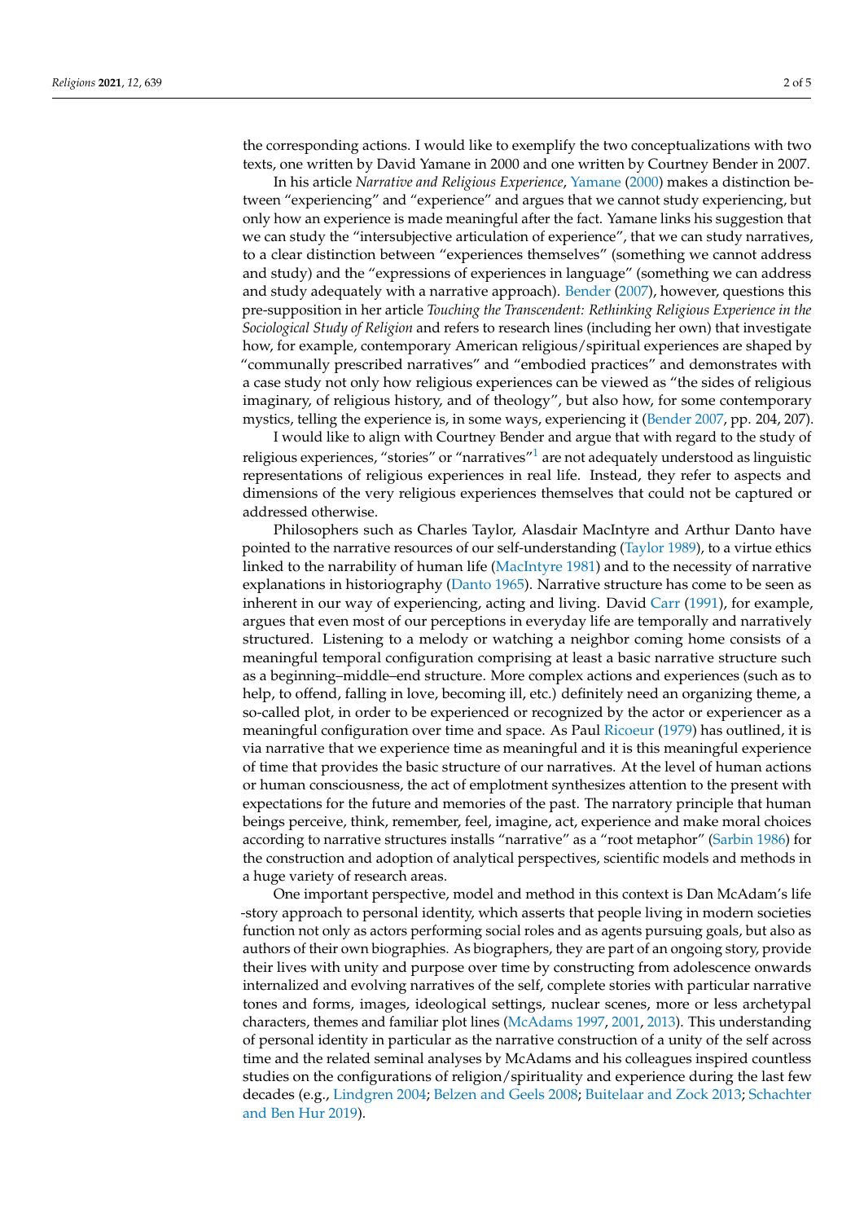the corresponding actions. I would like to exemplify the two conceptualizations with two texts, one written by David Yamane in 2000 and one written by Courtney Bender in 2007.

In his article *Narrative and Religious Experience*, Yamane (2000) makes a distinction between "experiencing" and "experience" and argues that we cannot study experiencing, but only how an experience is made meaningful after the fact. Yamane links his suggestion that we can study the "intersubjective articulation of experience", that we can study narratives, to a clear distinction between "experiences themselves" (something we cannot address and study) and the "expressions of experiences in language" (something we can address and study adequately with a narrative approach). Bender (2007), however, questions this pre-supposition in her article *Touching the Transcendent: Rethinking Religious Experience in the Sociological Study of Religion* and refers to research lines (including her own) that investigate how, for example, contemporary American religious/spiritual experiences are shaped by "communally prescribed narratives" and "embodied practices" and demonstrates with a case study not only how religious experiences can be viewed as "the sides of religious imaginary, of religious history, and of theology", but also how, for some contemporary mystics, telling the experience is, in some ways, experiencing it (Bender 2007, pp. 204, 207).

I would like to align with Courtney Bender and argue that with regard to the study of religious experiences, "stories" or "narratives"[1] are not adequately understood as linguistic representations of religious experiences in real life. Instead, they refer to aspects and dimensions of the very religious experiences themselves that could not be captured or addressed otherwise.

Philosophers such as Charles Taylor, Alasdair MacIntyre and Arthur Danto have pointed to the narrative resources of our self-understanding (Taylor 1989), to a virtue ethics linked to the narrability of human life (MacIntyre 1981) and to the necessity of narrative explanations in historiography (Danto 1965). Narrative structure has come to be seen as inherent in our way of experiencing, acting and living. David Carr (1991), for example, argues that even most of our perceptions in everyday life are temporally and narratively structured. Listening to a melody or watching a neighbor coming home consists of a meaningful temporal configuration comprising at least a basic narrative structure such as a beginning–middle–end structure. More complex actions and experiences (such as to help, to offend, falling in love, becoming ill, etc.) definitely need an organizing theme, a so-called plot, in order to be experienced or recognized by the actor or experiencer as a meaningful configuration over time and space. As Paul Ricoeur (1979) has outlined, it is via narrative that we experience time as meaningful and it is this meaningful experience of time that provides the basic structure of our narratives. At the level of human actions or human consciousness, the act of emplotment synthesizes attention to the present with expectations for the future and memories of the past. The narratory principle that human beings perceive, think, remember, feel, imagine, act, experience and make moral choices according to narrative structures installs "narrative" as a "root metaphor" (Sarbin 1986) for the construction and adoption of analytical perspectives, scientific models and methods in a huge variety of research areas.

One important perspective, model and method in this context is Dan McAdam's life -story approach to personal identity, which asserts that people living in modern societies function not only as actors performing social roles and as agents pursuing goals, but also as authors of their own biographies. As biographers, they are part of an ongoing story, provide their lives with unity and purpose over time by constructing from adolescence onwards internalized and evolving narratives of the self, complete stories with particular narrative tones and forms, images, ideological settings, nuclear scenes, more or less archetypal characters, themes and familiar plot lines (McAdams 1997, 2001, 2013). This understanding of personal identity in particular as the narrative construction of a unity of the self across time and the related seminal analyses by McAdams and his colleagues inspired countless studies on the configurations of religion/spirituality and experience during the last few decades (e.g., Lindgren 2004; Belzen and Geels 2008; Buitelaar and Zock 2013; Schachter and Ben Hur 2019).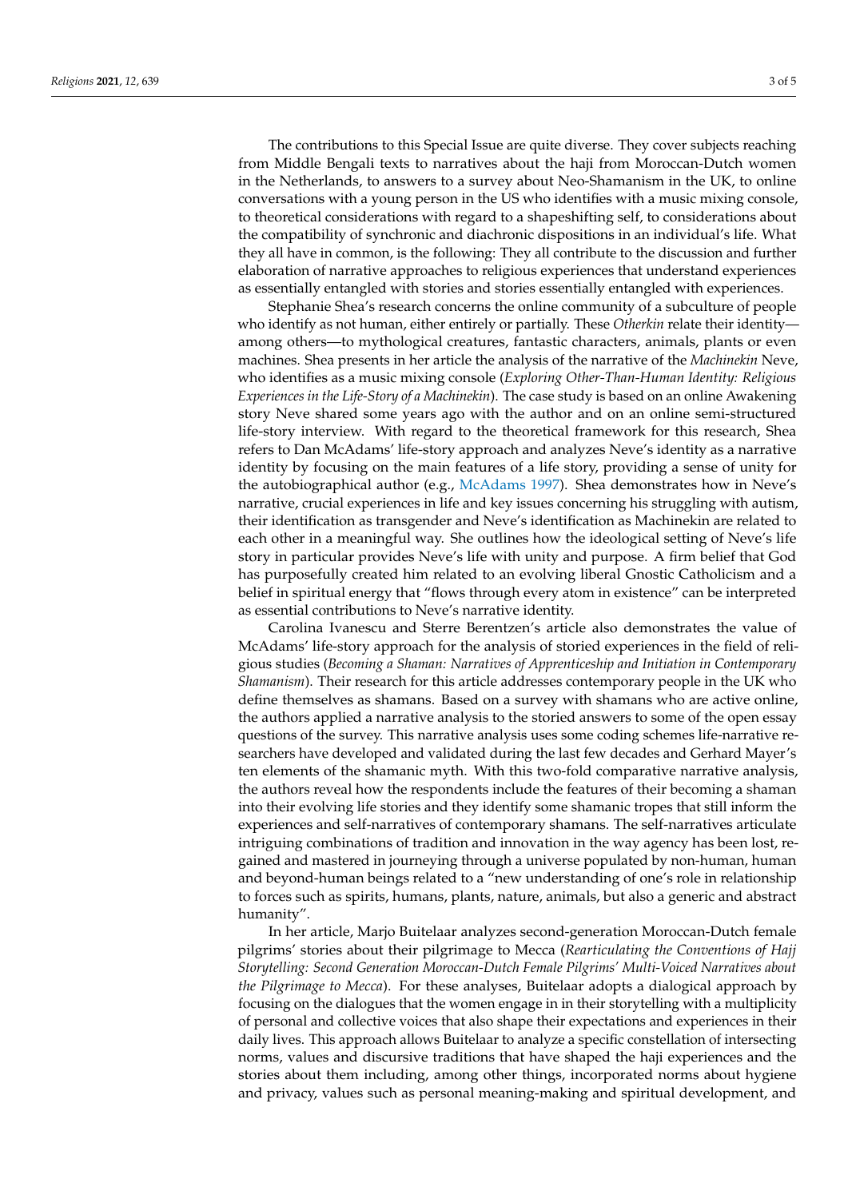The contributions to this Special Issue are quite diverse. They cover subjects reaching from Middle Bengali texts to narratives about the haji from Moroccan-Dutch women in the Netherlands, to answers to a survey about Neo-Shamanism in the UK, to online conversations with a young person in the US who identifies with a music mixing console, to theoretical considerations with regard to a shapeshifting self, to considerations about the compatibility of synchronic and diachronic dispositions in an individual's life. What they all have in common, is the following: They all contribute to the discussion and further elaboration of narrative approaches to religious experiences that understand experiences as essentially entangled with stories and stories essentially entangled with experiences.

Stephanie Shea's research concerns the online community of a subculture of people who identify as not human, either entirely or partially. These *Otherkin* relate their identity—among others—to mythological creatures, fantastic characters, animals, plants or even machines. Shea presents in her article the analysis of the narrative of the *Machinekin* Neve, who identifies as a music mixing console (*Exploring Other-Than-Human Identity: Religious Experiences in the Life-Story of a Machinekin*). The case study is based on an online Awakening story Neve shared some years ago with the author and on an online semi-structured life-story interview. With regard to the theoretical framework for this research, Shea refers to Dan McAdams' life-story approach and analyzes Neve's identity as a narrative identity by focusing on the main features of a life story, providing a sense of unity for the autobiographical author (e.g., McAdams 1997). Shea demonstrates how in Neve's narrative, crucial experiences in life and key issues concerning his struggling with autism, their identification as transgender and Neve's identification as Machinekin are related to each other in a meaningful way. She outlines how the ideological setting of Neve's life story in particular provides Neve's life with unity and purpose. A firm belief that God has purposefully created him related to an evolving liberal Gnostic Catholicism and a belief in spiritual energy that "flows through every atom in existence" can be interpreted as essential contributions to Neve's narrative identity.

Carolina Ivanescu and Sterre Berentzen's article also demonstrates the value of McAdams' life-story approach for the analysis of storied experiences in the field of religious studies (*Becoming a Shaman: Narratives of Apprenticeship and Initiation in Contemporary Shamanism*). Their research for this article addresses contemporary people in the UK who define themselves as shamans. Based on a survey with shamans who are active online, the authors applied a narrative analysis to the storied answers to some of the open essay questions of the survey. This narrative analysis uses some coding schemes life-narrative researchers have developed and validated during the last few decades and Gerhard Mayer's ten elements of the shamanic myth. With this two-fold comparative narrative analysis, the authors reveal how the respondents include the features of their becoming a shaman into their evolving life stories and they identify some shamanic tropes that still inform the experiences and self-narratives of contemporary shamans. The self-narratives articulate intriguing combinations of tradition and innovation in the way agency has been lost, regained and mastered in journeying through a universe populated by non-human, human and beyond-human beings related to a "new understanding of one's role in relationship to forces such as spirits, humans, plants, nature, animals, but also a generic and abstract humanity".

In her article, Marjo Buitelaar analyzes second-generation Moroccan-Dutch female pilgrims' stories about their pilgrimage to Mecca (*Rearticulating the Conventions of Hajj Storytelling: Second Generation Moroccan-Dutch Female Pilgrims' Multi-Voiced Narratives about the Pilgrimage to Mecca*). For these analyses, Buitelaar adopts a dialogical approach by focusing on the dialogues that the women engage in in their storytelling with a multiplicity of personal and collective voices that also shape their expectations and experiences in their daily lives. This approach allows Buitelaar to analyze a specific constellation of intersecting norms, values and discursive traditions that have shaped the haji experiences and the stories about them including, among other things, incorporated norms about hygiene and privacy, values such as personal meaning-making and spiritual development, and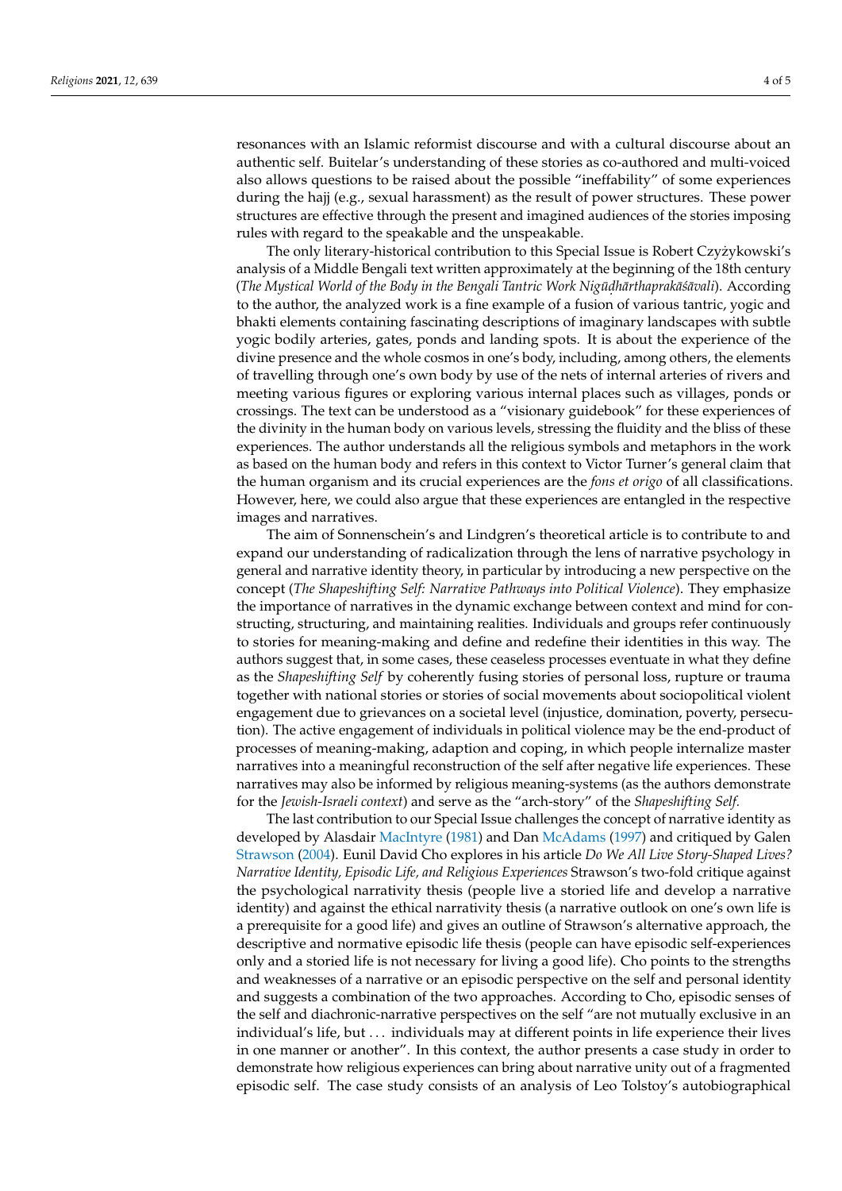resonances with an Islamic reformist discourse and with a cultural discourse about an authentic self. Buitelar's understanding of these stories as co-authored and multi-voiced also allows questions to be raised about the possible "ineffability" of some experiences during the hajj (e.g., sexual harassment) as the result of power structures. These power structures are effective through the present and imagined audiences of the stories imposing rules with regard to the speakable and the unspeakable.

The only literary-historical contribution to this Special Issue is Robert Czyżykowski's analysis of a Middle Bengali text written approximately at the beginning of the 18th century (*The Mystical World of the Body in the Bengali Tantric Work Nigūḍhārthaprakāśāvali*). According to the author, the analyzed work is a fine example of a fusion of various tantric, yogic and bhakti elements containing fascinating descriptions of imaginary landscapes with subtle yogic bodily arteries, gates, ponds and landing spots. It is about the experience of the divine presence and the whole cosmos in one's body, including, among others, the elements of travelling through one's own body by use of the nets of internal arteries of rivers and meeting various figures or exploring various internal places such as villages, ponds or crossings. The text can be understood as a "visionary guidebook" for these experiences of the divinity in the human body on various levels, stressing the fluidity and the bliss of these experiences. The author understands all the religious symbols and metaphors in the work as based on the human body and refers in this context to Victor Turner's general claim that the human organism and its crucial experiences are the *fons et origo* of all classifications. However, here, we could also argue that these experiences are entangled in the respective images and narratives.

The aim of Sonnenschein's and Lindgren's theoretical article is to contribute to and expand our understanding of radicalization through the lens of narrative psychology in general and narrative identity theory, in particular by introducing a new perspective on the concept (*The Shapeshifting Self: Narrative Pathways into Political Violence*). They emphasize the importance of narratives in the dynamic exchange between context and mind for constructing, structuring, and maintaining realities. Individuals and groups refer continuously to stories for meaning-making and define and redefine their identities in this way. The authors suggest that, in some cases, these ceaseless processes eventuate in what they define as the *Shapeshifting Self* by coherently fusing stories of personal loss, rupture or trauma together with national stories or stories of social movements about sociopolitical violent engagement due to grievances on a societal level (injustice, domination, poverty, persecution). The active engagement of individuals in political violence may be the end-product of processes of meaning-making, adaption and coping, in which people internalize master narratives into a meaningful reconstruction of the self after negative life experiences. These narratives may also be informed by religious meaning-systems (as the authors demonstrate for the *Jewish-Israeli context*) and serve as the "arch-story" of the *Shapeshifting Self*.

The last contribution to our Special Issue challenges the concept of narrative identity as developed by Alasdair MacIntyre (1981) and Dan McAdams (1997) and critiqued by Galen Strawson (2004). Eunil David Cho explores in his article *Do We All Live Story-Shaped Lives? Narrative Identity, Episodic Life, and Religious Experiences* Strawson's two-fold critique against the psychological narrativity thesis (people live a storied life and develop a narrative identity) and against the ethical narrativity thesis (a narrative outlook on one's own life is a prerequisite for a good life) and gives an outline of Strawson's alternative approach, the descriptive and normative episodic life thesis (people can have episodic self-experiences only and a storied life is not necessary for living a good life). Cho points to the strengths and weaknesses of a narrative or an episodic perspective on the self and personal identity and suggests a combination of the two approaches. According to Cho, episodic senses of the self and diachronic-narrative perspectives on the self "are not mutually exclusive in an individual's life, but ... individuals may at different points in life experience their lives in one manner or another". In this context, the author presents a case study in order to demonstrate how religious experiences can bring about narrative unity out of a fragmented episodic self. The case study consists of an analysis of Leo Tolstoy's autobiographical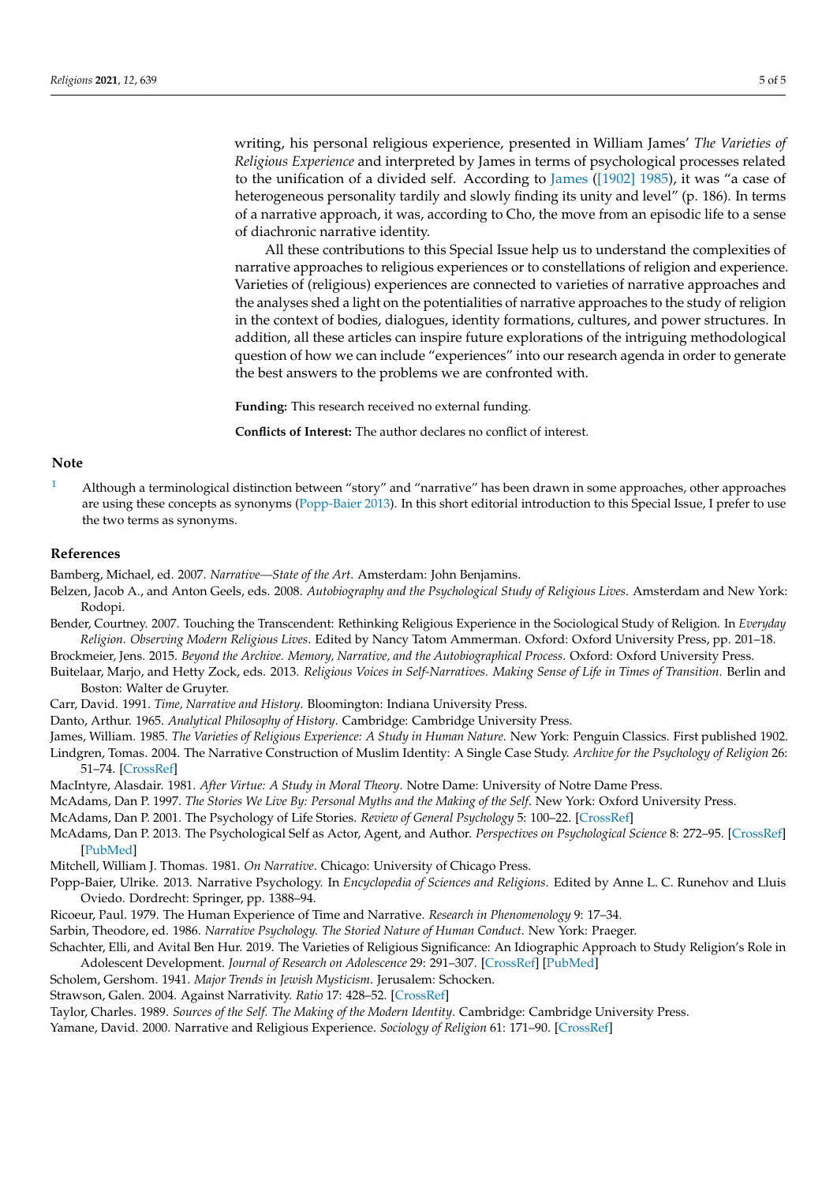writing, his personal religious experience, presented in William James' *The Varieties of Religious Experience* and interpreted by James in terms of psychological processes related to the unification of a divided self. According to James ([1902] 1985), it was "a case of heterogeneous personality tardily and slowly finding its unity and level" (p. 186). In terms of a narrative approach, it was, according to Cho, the move from an episodic life to a sense of diachronic narrative identity.

All these contributions to this Special Issue help us to understand the complexities of narrative approaches to religious experiences or to constellations of religion and experience. Varieties of (religious) experiences are connected to varieties of narrative approaches and the analyses shed a light on the potentialities of narrative approaches to the study of religion in the context of bodies, dialogues, identity formations, cultures, and power structures. In addition, all these articles can inspire future explorations of the intriguing methodological question of how we can include "experiences" into our research agenda in order to generate the best answers to the problems we are confronted with.

**Funding:** This research received no external funding.

**Conflicts of Interest:** The author declares no conflict of interest.

## Note

[1] Although a terminological distinction between "story" and "narrative" has been drawn in some approaches, other approaches are using these concepts as synonyms (Popp-Baier 2013). In this short editorial introduction to this Special Issue, I prefer to use the two terms as synonyms.

## References

Bamberg, Michael, ed. 2007. *Narrative—State of the Art*. Amsterdam: John Benjamins.

Belzen, Jacob A., and Anton Geels, eds. 2008. *Autobiography and the Psychological Study of Religious Lives*. Amsterdam and New York: Rodopi.

Bender, Courtney. 2007. Touching the Transcendent: Rethinking Religious Experience in the Sociological Study of Religion. In *Everyday Religion. Observing Modern Religious Lives*. Edited by Nancy Tatom Ammerman. Oxford: Oxford University Press, pp. 201–18.

Brockmeier, Jens. 2015. *Beyond the Archive. Memory, Narrative, and the Autobiographical Process*. Oxford: Oxford University Press.

Buitelaar, Marjo, and Hetty Zock, eds. 2013. *Religious Voices in Self-Narratives. Making Sense of Life in Times of Transition*. Berlin and Boston: Walter de Gruyter.

Carr, David. 1991. *Time, Narrative and History*. Bloomington: Indiana University Press.

Danto, Arthur. 1965. *Analytical Philosophy of History*. Cambridge: Cambridge University Press.

James, William. 1985. *The Varieties of Religious Experience: A Study in Human Nature*. New York: Penguin Classics. First published 1902.

Lindgren, Tomas. 2004. The Narrative Construction of Muslim Identity: A Single Case Study. *Archive for the Psychology of Religion* 26: 51–74. [CrossRef]

MacIntyre, Alasdair. 1981. *After Virtue: A Study in Moral Theory*. Notre Dame: University of Notre Dame Press.

McAdams, Dan P. 1997. *The Stories We Live By: Personal Myths and the Making of the Self*. New York: Oxford University Press.

McAdams, Dan P. 2001. The Psychology of Life Stories. *Review of General Psychology* 5: 100–22. [CrossRef]

McAdams, Dan P. 2013. The Psychological Self as Actor, Agent, and Author. *Perspectives on Psychological Science* 8: 272–95. [CrossRef] [PubMed]

Mitchell, William J. Thomas. 1981. *On Narrative*. Chicago: University of Chicago Press.

Popp-Baier, Ulrike. 2013. Narrative Psychology. In *Encyclopedia of Sciences and Religions*. Edited by Anne L. C. Runehov and Lluis Oviedo. Dordrecht: Springer, pp. 1388–94.

Ricoeur, Paul. 1979. The Human Experience of Time and Narrative. *Research in Phenomenology* 9: 17–34.

Sarbin, Theodore, ed. 1986. *Narrative Psychology. The Storied Nature of Human Conduct*. New York: Praeger.

Schachter, Elli, and Avital Ben Hur. 2019. The Varieties of Religious Significance: An Idiographic Approach to Study Religion's Role in Adolescent Development. *Journal of Research on Adolescence* 29: 291–307. [CrossRef] [PubMed]

Scholem, Gershom. 1941. *Major Trends in Jewish Mysticism*. Jerusalem: Schocken.

Strawson, Galen. 2004. Against Narrativity. *Ratio* 17: 428–52. [CrossRef]

Taylor, Charles. 1989. *Sources of the Self. The Making of the Modern Identity*. Cambridge: Cambridge University Press.

Yamane, David. 2000. Narrative and Religious Experience. *Sociology of Religion* 61: 171–90. [CrossRef]